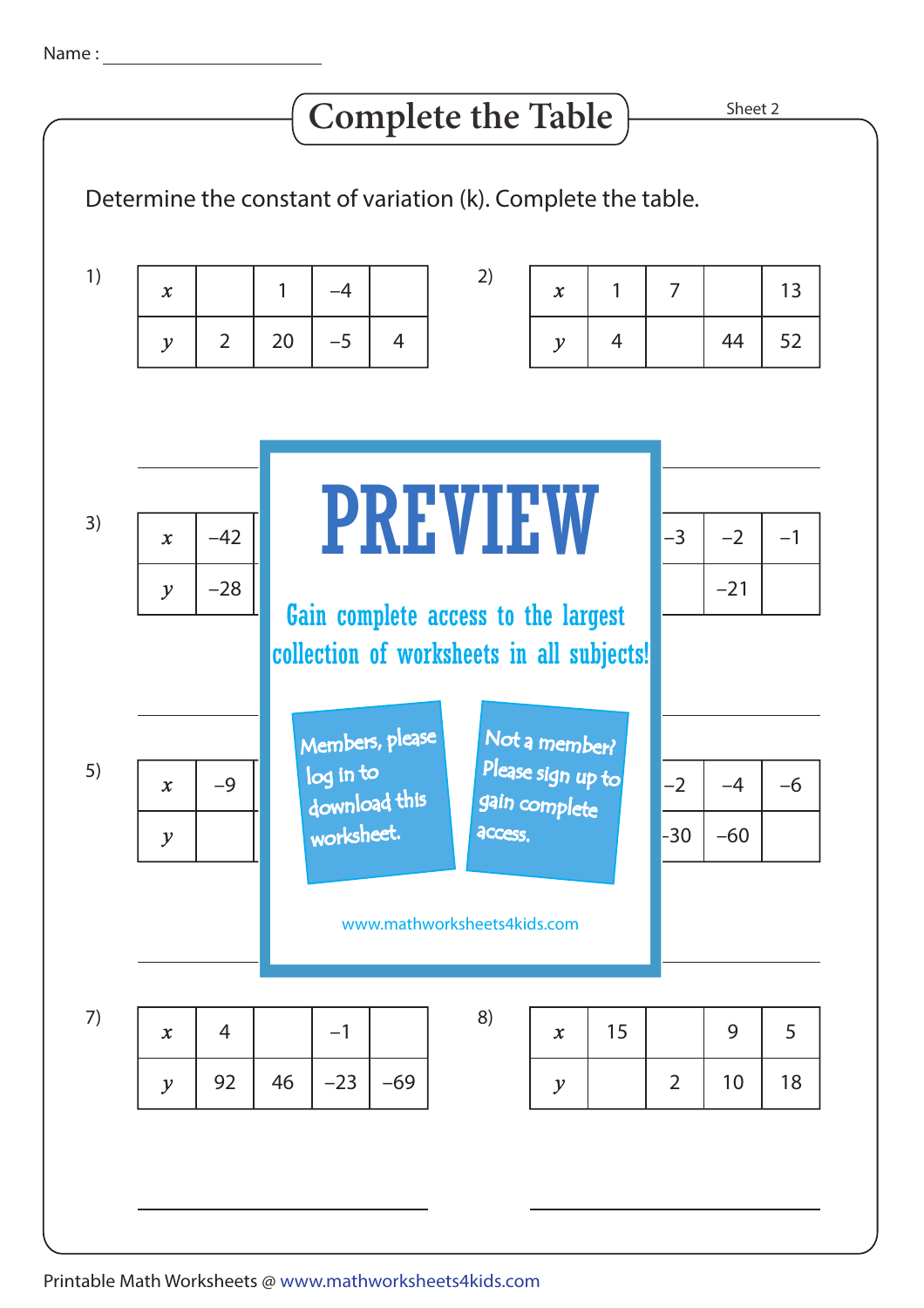Name : ______________________

# Complete the Table

Sheet 2

Determine the constant of variation (k). Complete the table.

1)

| $x$ | | 1 | –4 | |
|---|---|---|---|---|
| $y$ | 2 | 20 | –5 | 4 |

2)

| $x$ | 1 | 7 | | 13 |
|---|---|---|---|---|
| $y$ | 4 | | 44 | 52 |

3)

| $x$ | –42 | | | |
|---|---|---|---|---|
| $y$ | –28 | | | |

4)

| $x$ | | –3 | –2 | –1 |
|---|---|---|---|---|
| $y$ | | | –21 | |

**PREVIEW**

Gain complete access to the largest collection of worksheets in all subjects!

Members, please log in to download this worksheet.

Not a member? Please sign up to gain complete access.

www.mathworksheets4kids.com

5)

| $x$ | –9 | | | |
|---|---|---|---|---|
| $y$ | | | | |

6)

| $x$ | | –2 | –4 | –6 |
|---|---|---|---|---|
| $y$ | | –30 | –60 | |

7)

| $x$ | 4 | | –1 | |
|---|---|---|---|---|
| $y$ | 92 | 46 | –23 | –69 |

8)

| $x$ | 15 | | 9 | 5 |
|---|---|---|---|---|
| $y$ | | 2 | 10 | 18 |

Printable Math Worksheets @ www.mathworksheets4kids.com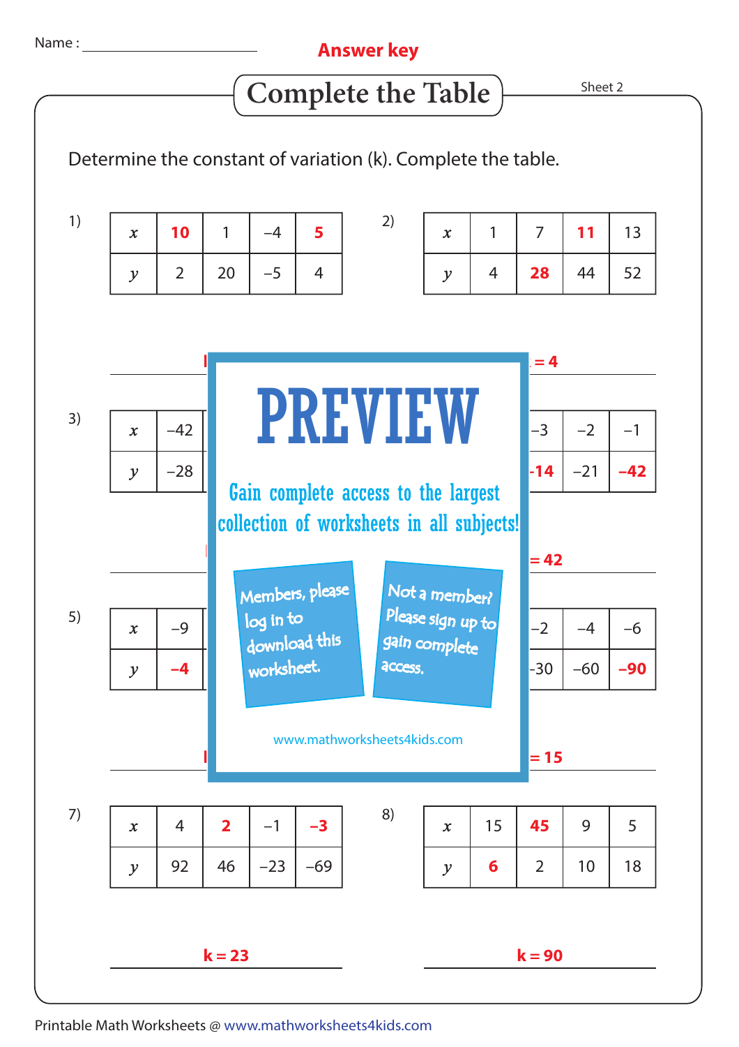Name : ________________

**Answer key**

# Complete the Table

Sheet 2

Determine the constant of variation (k). Complete the table.

1)

| | | | | |
|---|---|---|---|---|
| $x$ | **10** | 1 | –4 | **5** |
| $y$ | 2 | 20 | –5 | 4 |

2)

| | | | | |
|---|---|---|---|---|
| $x$ | 1 | 7 | **11** | 13 |
| $y$ | 4 | **28** | 44 | 52 |

**= 4**

3)

| | | |
|---|---|---|
| $x$ | –42 | |
| $y$ | –28 | |

| | | | |
|---|---|---|---|
| $x$ | –3 | –2 | –1 |
| $y$ | **-14** | –21 | **–42** |

**= 42**

**PREVIEW**

Gain complete access to the largest collection of worksheets in all subjects!

Members, please log in to download this worksheet.

Not a member? Please sign up to gain complete access.

www.mathworksheets4kids.com

5)

| | | |
|---|---|---|
| $x$ | –9 | |
| $y$ | **–4** | |

| | | | |
|---|---|---|---|
| $x$ | –2 | –4 | –6 |
| $y$ | -30 | –60 | **–90** |

**= 15**

7)

| | | | | |
|---|---|---|---|---|
| $x$ | 4 | **2** | –1 | **–3** |
| $y$ | 92 | 46 | –23 | –69 |

**k = 23**

8)

| | | | | |
|---|---|---|---|---|
| $x$ | 15 | **45** | 9 | 5 |
| $y$ | **6** | 2 | 10 | 18 |

**k = 90**

Printable Math Worksheets @ www.mathworksheets4kids.com